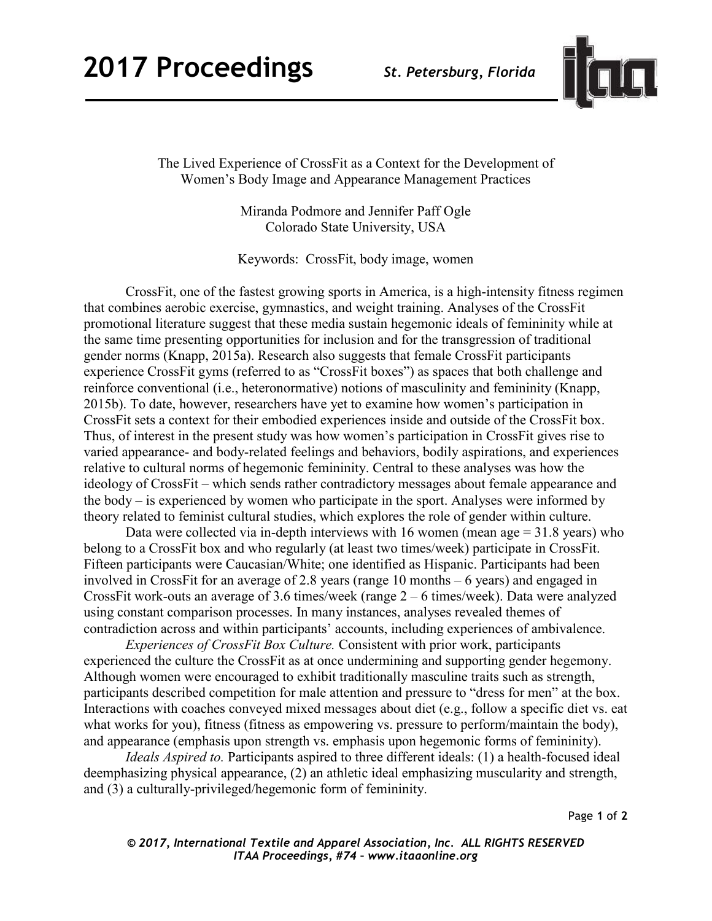# The Lived Experience of CrossFit as a Context for the Development of Women's Body Image and Appearance Management Practices

Miranda Podmore and Jennifer Paff Ogle
Colorado State University, USA

Keywords: CrossFit, body image, women

CrossFit, one of the fastest growing sports in America, is a high-intensity fitness regimen that combines aerobic exercise, gymnastics, and weight training. Analyses of the CrossFit promotional literature suggest that these media sustain hegemonic ideals of femininity while at the same time presenting opportunities for inclusion and for the transgression of traditional gender norms (Knapp, 2015a). Research also suggests that female CrossFit participants experience CrossFit gyms (referred to as "CrossFit boxes") as spaces that both challenge and reinforce conventional (i.e., heteronormative) notions of masculinity and femininity (Knapp, 2015b). To date, however, researchers have yet to examine how women's participation in CrossFit sets a context for their embodied experiences inside and outside of the CrossFit box. Thus, of interest in the present study was how women's participation in CrossFit gives rise to varied appearance- and body-related feelings and behaviors, bodily aspirations, and experiences relative to cultural norms of hegemonic femininity. Central to these analyses was how the ideology of CrossFit – which sends rather contradictory messages about female appearance and the body – is experienced by women who participate in the sport. Analyses were informed by theory related to feminist cultural studies, which explores the role of gender within culture.

Data were collected via in-depth interviews with 16 women (mean age = 31.8 years) who belong to a CrossFit box and who regularly (at least two times/week) participate in CrossFit. Fifteen participants were Caucasian/White; one identified as Hispanic. Participants had been involved in CrossFit for an average of 2.8 years (range 10 months – 6 years) and engaged in CrossFit work-outs an average of 3.6 times/week (range 2 – 6 times/week). Data were analyzed using constant comparison processes. In many instances, analyses revealed themes of contradiction across and within participants' accounts, including experiences of ambivalence.

*Experiences of CrossFit Box Culture.* Consistent with prior work, participants experienced the culture the CrossFit as at once undermining and supporting gender hegemony. Although women were encouraged to exhibit traditionally masculine traits such as strength, participants described competition for male attention and pressure to "dress for men" at the box. Interactions with coaches conveyed mixed messages about diet (e.g., follow a specific diet vs. eat what works for you), fitness (fitness as empowering vs. pressure to perform/maintain the body), and appearance (emphasis upon strength vs. emphasis upon hegemonic forms of femininity).

*Ideals Aspired to.* Participants aspired to three different ideals: (1) a health-focused ideal deemphasizing physical appearance, (2) an athletic ideal emphasizing muscularity and strength, and (3) a culturally-privileged/hegemonic form of femininity.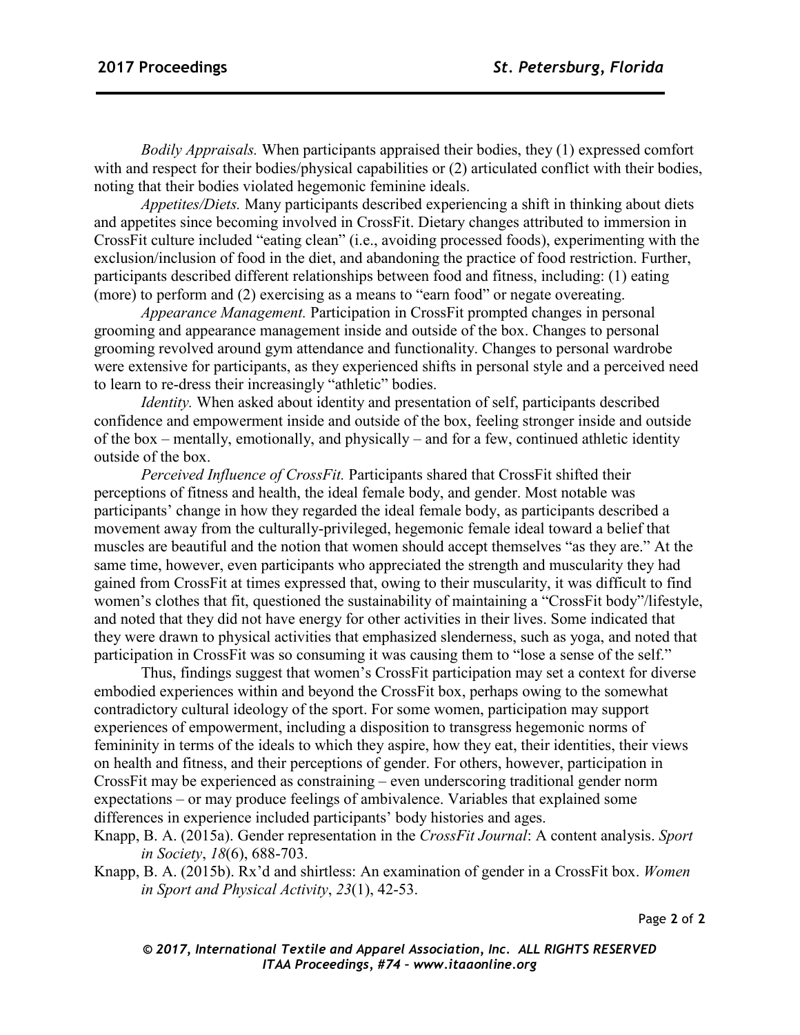*Bodily Appraisals.* When participants appraised their bodies, they (1) expressed comfort with and respect for their bodies/physical capabilities or (2) articulated conflict with their bodies, noting that their bodies violated hegemonic feminine ideals.

*Appetites/Diets.* Many participants described experiencing a shift in thinking about diets and appetites since becoming involved in CrossFit. Dietary changes attributed to immersion in CrossFit culture included "eating clean" (i.e., avoiding processed foods), experimenting with the exclusion/inclusion of food in the diet, and abandoning the practice of food restriction. Further, participants described different relationships between food and fitness, including: (1) eating (more) to perform and (2) exercising as a means to "earn food" or negate overeating.

*Appearance Management.* Participation in CrossFit prompted changes in personal grooming and appearance management inside and outside of the box. Changes to personal grooming revolved around gym attendance and functionality. Changes to personal wardrobe were extensive for participants, as they experienced shifts in personal style and a perceived need to learn to re-dress their increasingly "athletic" bodies.

*Identity.* When asked about identity and presentation of self, participants described confidence and empowerment inside and outside of the box, feeling stronger inside and outside of the box – mentally, emotionally, and physically – and for a few, continued athletic identity outside of the box.

*Perceived Influence of CrossFit.* Participants shared that CrossFit shifted their perceptions of fitness and health, the ideal female body, and gender. Most notable was participants' change in how they regarded the ideal female body, as participants described a movement away from the culturally-privileged, hegemonic female ideal toward a belief that muscles are beautiful and the notion that women should accept themselves "as they are." At the same time, however, even participants who appreciated the strength and muscularity they had gained from CrossFit at times expressed that, owing to their muscularity, it was difficult to find women's clothes that fit, questioned the sustainability of maintaining a "CrossFit body"/lifestyle, and noted that they did not have energy for other activities in their lives. Some indicated that they were drawn to physical activities that emphasized slenderness, such as yoga, and noted that participation in CrossFit was so consuming it was causing them to "lose a sense of the self."

Thus, findings suggest that women's CrossFit participation may set a context for diverse embodied experiences within and beyond the CrossFit box, perhaps owing to the somewhat contradictory cultural ideology of the sport. For some women, participation may support experiences of empowerment, including a disposition to transgress hegemonic norms of femininity in terms of the ideals to which they aspire, how they eat, their identities, their views on health and fitness, and their perceptions of gender. For others, however, participation in CrossFit may be experienced as constraining – even underscoring traditional gender norm expectations – or may produce feelings of ambivalence. Variables that explained some differences in experience included participants' body histories and ages.

Knapp, B. A. (2015a). Gender representation in the *CrossFit Journal*: A content analysis. *Sport in Society*, *18*(6), 688-703.

Knapp, B. A. (2015b). Rx'd and shirtless: An examination of gender in a CrossFit box. *Women in Sport and Physical Activity*, *23*(1), 42-53.